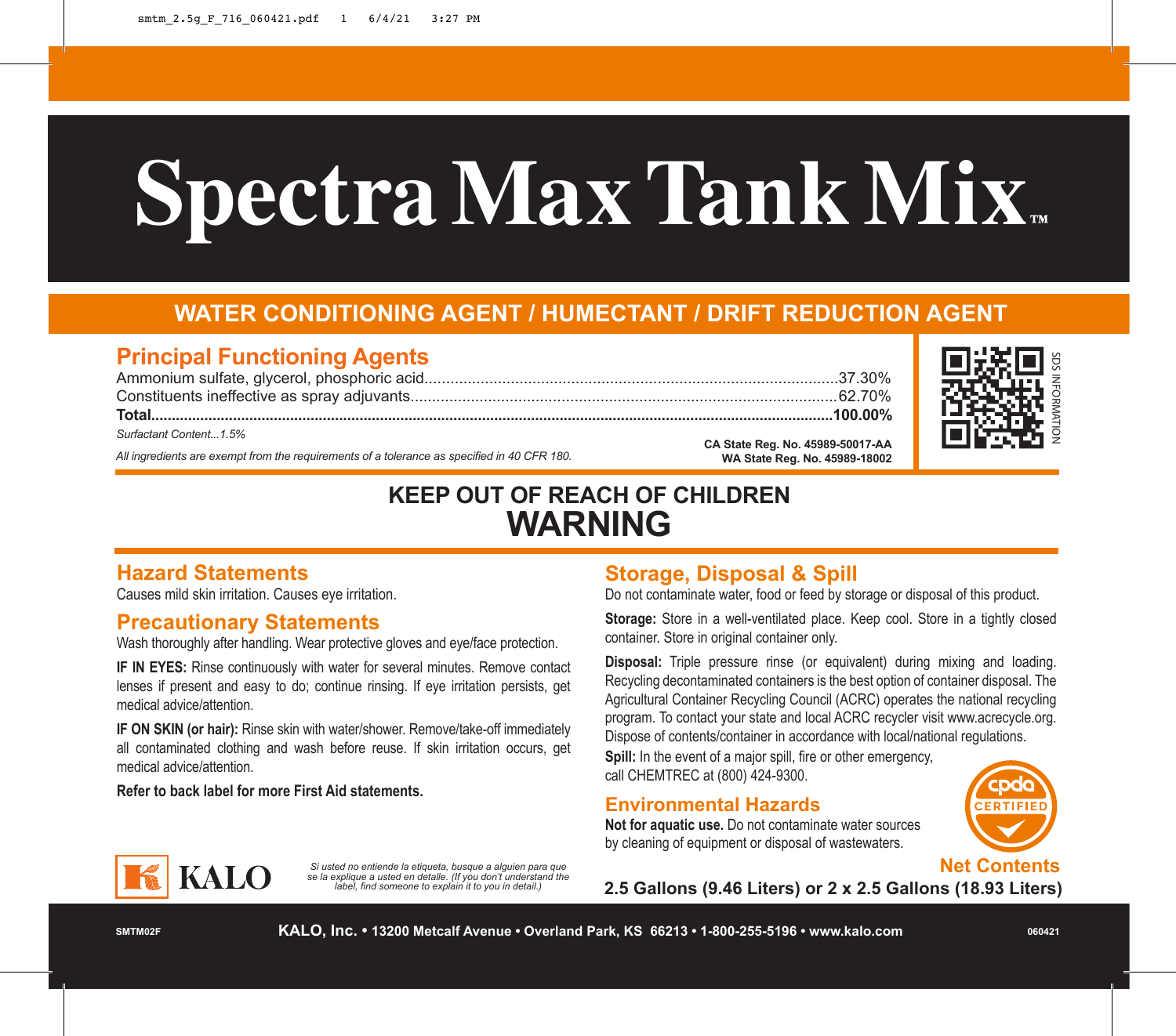# Spectra Max Tank Mix™

## WATER CONDITIONING AGENT / HUMECTANT / DRIFT REDUCTION AGENT

## Principal Functioning Agents

| | |
|---|---|
| Ammonium sulfate, glycerol, phosphoric acid | 37.30% |
| Constituents ineffective as spray adjuvants | 62.70% |
| **Total** | **100.00%** |

*Surfactant Content...1.5%*

*All ingredients are exempt from the requirements of a tolerance as specified in 40 CFR 180.*

**CA State Reg. No. 45989-50017-AA**
**WA State Reg. No. 45989-18002**

SDS INFORMATION

## KEEP OUT OF REACH OF CHILDREN
# WARNING

## Hazard Statements

Causes mild skin irritation. Causes eye irritation.

## Precautionary Statements

Wash thoroughly after handling. Wear protective gloves and eye/face protection.

**IF IN EYES:** Rinse continuously with water for several minutes. Remove contact lenses if present and easy to do; continue rinsing. If eye irritation persists, get medical advice/attention.

**IF ON SKIN (or hair):** Rinse skin with water/shower. Remove/take-off immediately all contaminated clothing and wash before reuse. If skin irritation occurs, get medical advice/attention.

**Refer to back label for more First Aid statements.**

## Storage, Disposal & Spill

Do not contaminate water, food or feed by storage or disposal of this product.

**Storage:** Store in a well-ventilated place. Keep cool. Store in a tightly closed container. Store in original container only.

**Disposal:** Triple pressure rinse (or equivalent) during mixing and loading. Recycling decontaminated containers is the best option of container disposal. The Agricultural Container Recycling Council (ACRC) operates the national recycling program. To contact your state and local ACRC recycler visit www.acrecycle.org. Dispose of contents/container in accordance with local/national regulations.

**Spill:** In the event of a major spill, fire or other emergency, call CHEMTREC at (800) 424-9300.

## Environmental Hazards

**Not for aquatic use.** Do not contaminate water sources by cleaning of equipment or disposal of wastewaters.

cpda CERTIFIED

KALO

*Si usted no entiende la etiqueta, busque a alguien para que se la explique a usted en detalle. (If you don't understand the label, find someone to explain it to you in detail.)*

**Net Contents**
**2.5 Gallons (9.46 Liters) or 2 x 2.5 Gallons (18.93 Liters)**

SMTM02F

**KALO, Inc. • 13200 Metcalf Avenue • Overland Park, KS 66213 • 1-800-255-5196 • www.kalo.com**

060421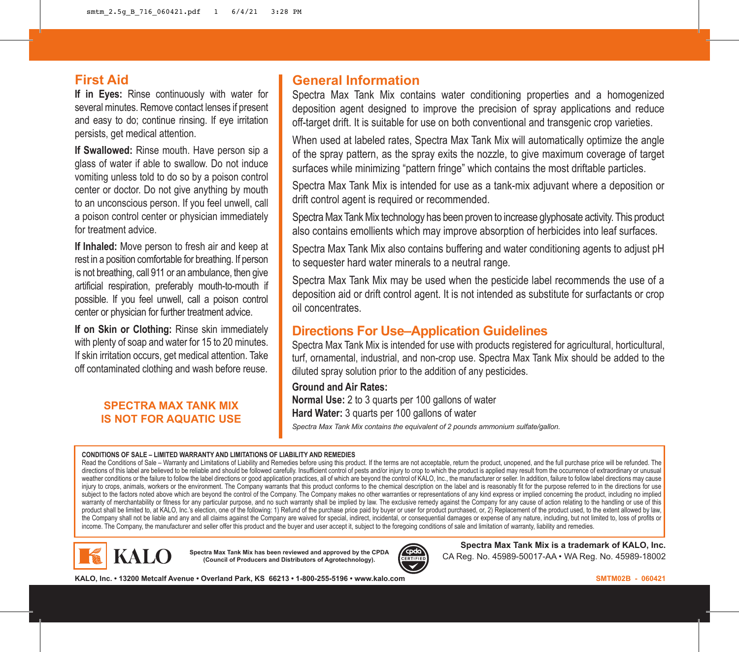## First Aid

**If in Eyes:** Rinse continuously with water for several minutes. Remove contact lenses if present and easy to do; continue rinsing. If eye irritation persists, get medical attention.

**If Swallowed:** Rinse mouth. Have person sip a glass of water if able to swallow. Do not induce vomiting unless told to do so by a poison control center or doctor. Do not give anything by mouth to an unconscious person. If you feel unwell, call a poison control center or physician immediately for treatment advice.

**If Inhaled:** Move person to fresh air and keep at rest in a position comfortable for breathing. If person is not breathing, call 911 or an ambulance, then give artificial respiration, preferably mouth-to-mouth if possible. If you feel unwell, call a poison control center or physician for further treatment advice.

**If on Skin or Clothing:** Rinse skin immediately with plenty of soap and water for 15 to 20 minutes. If skin irritation occurs, get medical attention. Take off contaminated clothing and wash before reuse.

**SPECTRA MAX TANK MIX IS NOT FOR AQUATIC USE**

## General Information

Spectra Max Tank Mix contains water conditioning properties and a homogenized deposition agent designed to improve the precision of spray applications and reduce off-target drift. It is suitable for use on both conventional and transgenic crop varieties.

When used at labeled rates, Spectra Max Tank Mix will automatically optimize the angle of the spray pattern, as the spray exits the nozzle, to give maximum coverage of target surfaces while minimizing "pattern fringe" which contains the most driftable particles.

Spectra Max Tank Mix is intended for use as a tank-mix adjuvant where a deposition or drift control agent is required or recommended.

Spectra Max Tank Mix technology has been proven to increase glyphosate activity. This product also contains emollients which may improve absorption of herbicides into leaf surfaces.

Spectra Max Tank Mix also contains buffering and water conditioning agents to adjust pH to sequester hard water minerals to a neutral range.

Spectra Max Tank Mix may be used when the pesticide label recommends the use of a deposition aid or drift control agent. It is not intended as substitute for surfactants or crop oil concentrates.

## Directions For Use–Application Guidelines

Spectra Max Tank Mix is intended for use with products registered for agricultural, horticultural, turf, ornamental, industrial, and non-crop use. Spectra Max Tank Mix should be added to the diluted spray solution prior to the addition of any pesticides.

**Ground and Air Rates:**

**Normal Use:** 2 to 3 quarts per 100 gallons of water

**Hard Water:** 3 quarts per 100 gallons of water

*Spectra Max Tank Mix contains the equivalent of 2 pounds ammonium sulfate/gallon.*

**CONDITIONS OF SALE – LIMITED WARRANTY AND LIMITATIONS OF LIABILITY AND REMEDIES**

Read the Conditions of Sale – Warranty and Limitations of Liability and Remedies before using this product. If the terms are not acceptable, return the product, unopened, and the full purchase price will be refunded. The directions of this label are believed to be reliable and should be followed carefully. Insufficient control of pests and/or injury to crop to which the product is applied may result from the occurrence of extraordinary or unusual weather conditions or the failure to follow the label directions or good application practices, all of which are beyond the control of KALO, Inc., the manufacturer or seller. In addition, failure to follow label directions may cause injury to crops, animals, workers or the environment. The Company warrants that this product conforms to the chemical description on the label and is reasonably fit for the purpose referred to in the directions for use subject to the factors noted above which are beyond the control of the Company. The Company makes no other warranties or representations of any kind express or implied concerning the product, including no implied warranty of merchantability or fitness for any particular purpose, and no such warranty shall be implied by law. The exclusive remedy against the Company for any cause of action relating to the handling or use of this product shall be limited to, at KALO, Inc.'s election, one of the following: 1) Refund of the purchase price paid by buyer or user for product purchased, or, 2) Replacement of the product used, to the extent allowed by law, the Company shall not be liable and any and all claims against the Company are waived for special, indirect, incidental, or consequential damages or expense of any nature, including, but not limited to, loss of profits or income. The Company, the manufacturer and seller offer this product and the buyer and user accept it, subject to the foregoing conditions of sale and limitation of warranty, liability and remedies.

KALO

**Spectra Max Tank Mix has been reviewed and approved by the CPDA (Council of Producers and Distributors of Agrotechnology).**

cpda CERTIFIED

**Spectra Max Tank Mix is a trademark of KALO, Inc.**

CA Reg. No. 45989-50017-AA • WA Reg. No. 45989-18002

**KALO, Inc. • 13200 Metcalf Avenue • Overland Park, KS 66213 • 1-800-255-5196 • www.kalo.com**

**SMTM02B - 060421**